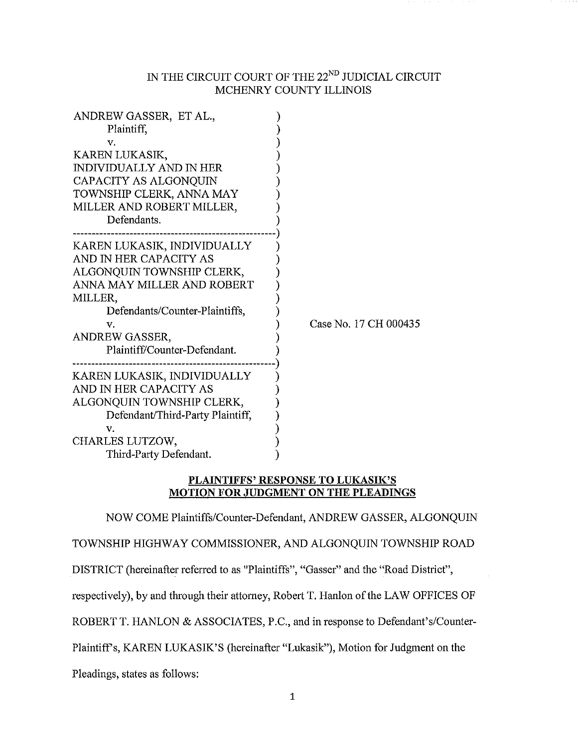IN THE CIRCUIT COURT OF THE 22ND JUDICIAL CIRCUIT
MCHENRY COUNTY ILLINOIS

| | |
|---|---|
| ANDREW GASSER, ET AL., Plaintiff, v. KAREN LUKASIK, INDIVIDUALLY AND IN HER CAPACITY AS ALGONQUIN TOWNSHIP CLERK, ANNA MAY MILLER AND ROBERT MILLER, Defendants. | ) |
| KAREN LUKASIK, INDIVIDUALLY AND IN HER CAPACITY AS ALGONQUIN TOWNSHIP CLERK, ANNA MAY MILLER AND ROBERT MILLER, Defendants/Counter-Plaintiffs, v. ANDREW GASSER, Plaintiff/Counter-Defendant. | ) Case No. 17 CH 000435 |
| KAREN LUKASIK, INDIVIDUALLY AND IN HER CAPACITY AS ALGONQUIN TOWNSHIP CLERK, Defendant/Third-Party Plaintiff, v. CHARLES LUTZOW, Third-Party Defendant. | ) |

**PLAINTIFFS' RESPONSE TO LUKASIK'S MOTION FOR JUDGMENT ON THE PLEADINGS**

NOW COME Plaintiffs/Counter-Defendant, ANDREW GASSER, ALGONQUIN TOWNSHIP HIGHWAY COMMISSIONER, AND ALGONQUIN TOWNSHIP ROAD DISTRICT (hereinafter referred to as "Plaintiffs", "Gasser" and the "Road District", respectively), by and through their attorney, Robert T. Hanlon of the LAW OFFICES OF ROBERT T. HANLON & ASSOCIATES, P.C., and in response to Defendant's/Counter-Plaintiff's, KAREN LUKASIK'S (hereinafter "Lukasik"), Motion for Judgment on the Pleadings, states as follows: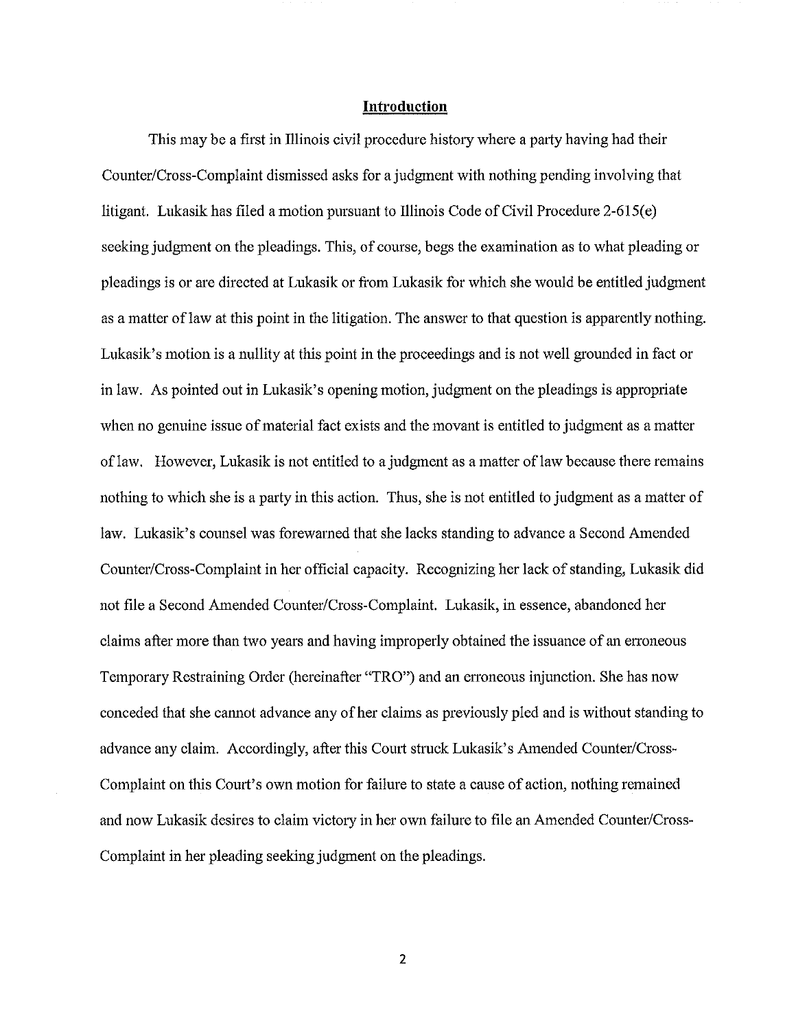## Introduction

This may be a first in Illinois civil procedure history where a party having had their Counter/Cross-Complaint dismissed asks for a judgment with nothing pending involving that litigant. Lukasik has filed a motion pursuant to Illinois Code of Civil Procedure 2-615(e) seeking judgment on the pleadings. This, of course, begs the examination as to what pleading or pleadings is or are directed at Lukasik or from Lukasik for which she would be entitled judgment as a matter of law at this point in the litigation. The answer to that question is apparently nothing. Lukasik's motion is a nullity at this point in the proceedings and is not well grounded in fact or in law. As pointed out in Lukasik's opening motion, judgment on the pleadings is appropriate when no genuine issue of material fact exists and the movant is entitled to judgment as a matter of law. However, Lukasik is not entitled to a judgment as a matter of law because there remains nothing to which she is a party in this action. Thus, she is not entitled to judgment as a matter of law. Lukasik's counsel was forewarned that she lacks standing to advance a Second Amended Counter/Cross-Complaint in her official capacity. Recognizing her lack of standing, Lukasik did not file a Second Amended Counter/Cross-Complaint. Lukasik, in essence, abandoned her claims after more than two years and having improperly obtained the issuance of an erroneous Temporary Restraining Order (hereinafter "TRO") and an erroneous injunction. She has now conceded that she cannot advance any of her claims as previously pled and is without standing to advance any claim. Accordingly, after this Court struck Lukasik's Amended Counter/Cross-Complaint on this Court's own motion for failure to state a cause of action, nothing remained and now Lukasik desires to claim victory in her own failure to file an Amended Counter/Cross-Complaint in her pleading seeking judgment on the pleadings.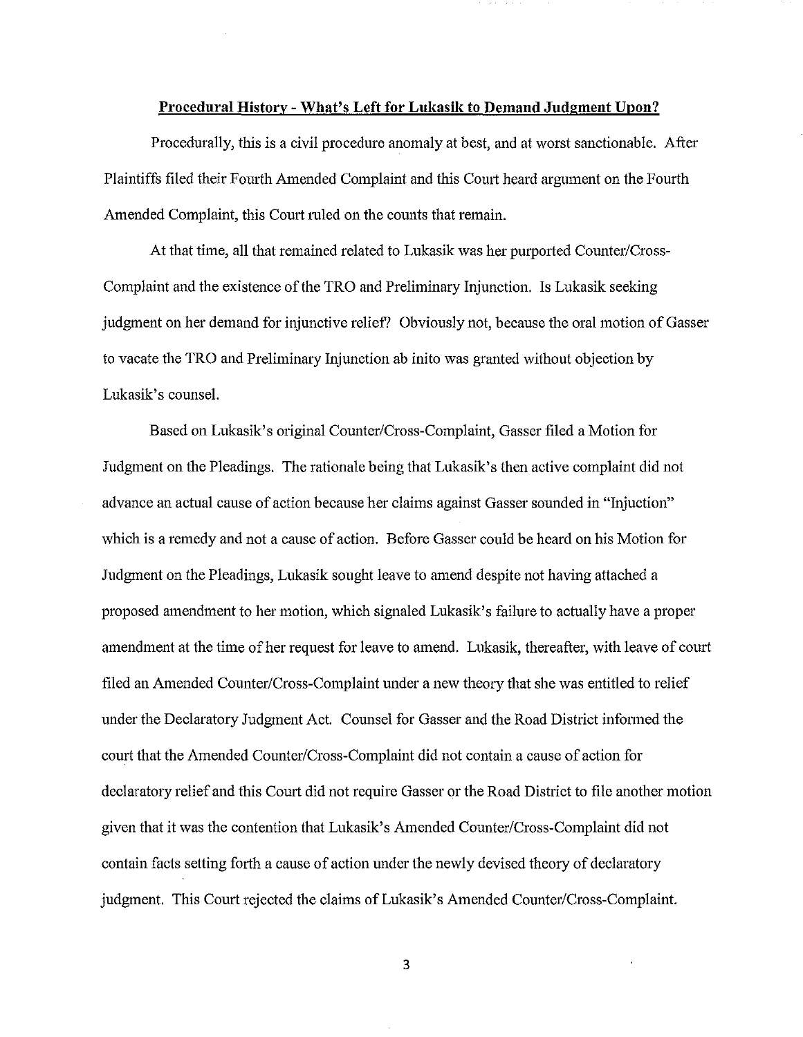**Procedural History - What's Left for Lukasik to Demand Judgment Upon?**

Procedurally, this is a civil procedure anomaly at best, and at worst sanctionable. After Plaintiffs filed their Fourth Amended Complaint and this Court heard argument on the Fourth Amended Complaint, this Court ruled on the counts that remain.

At that time, all that remained related to Lukasik was her purported Counter/Cross-Complaint and the existence of the TRO and Preliminary Injunction. Is Lukasik seeking judgment on her demand for injunctive relief? Obviously not, because the oral motion of Gasser to vacate the TRO and Preliminary Injunction ab inito was granted without objection by Lukasik's counsel.

Based on Lukasik's original Counter/Cross-Complaint, Gasser filed a Motion for Judgment on the Pleadings. The rationale being that Lukasik's then active complaint did not advance an actual cause of action because her claims against Gasser sounded in "Injuction" which is a remedy and not a cause of action. Before Gasser could be heard on his Motion for Judgment on the Pleadings, Lukasik sought leave to amend despite not having attached a proposed amendment to her motion, which signaled Lukasik's failure to actually have a proper amendment at the time of her request for leave to amend. Lukasik, thereafter, with leave of court filed an Amended Counter/Cross-Complaint under a new theory that she was entitled to relief under the Declaratory Judgment Act. Counsel for Gasser and the Road District informed the court that the Amended Counter/Cross-Complaint did not contain a cause of action for declaratory relief and this Court did not require Gasser or the Road District to file another motion given that it was the contention that Lukasik's Amended Counter/Cross-Complaint did not contain facts setting forth a cause of action under the newly devised theory of declaratory judgment. This Court rejected the claims of Lukasik's Amended Counter/Cross-Complaint.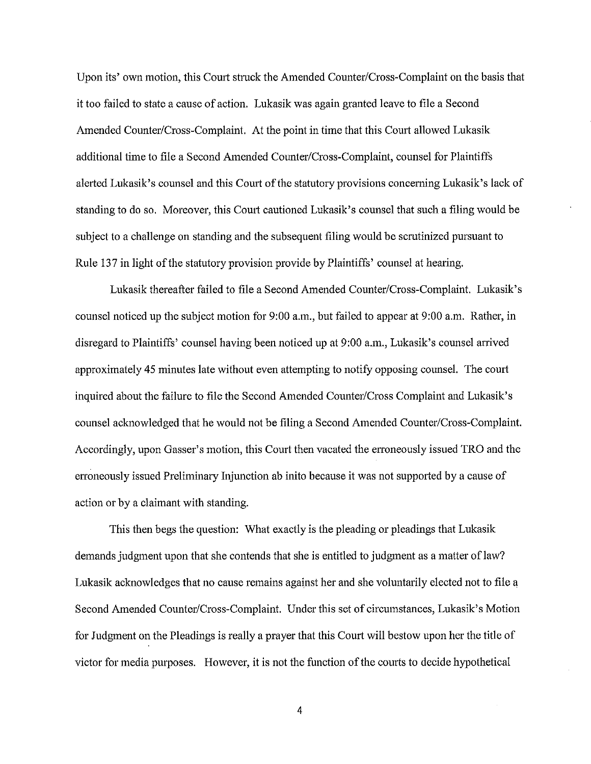Upon its' own motion, this Court struck the Amended Counter/Cross-Complaint on the basis that it too failed to state a cause of action. Lukasik was again granted leave to file a Second Amended Counter/Cross-Complaint. At the point in time that this Court allowed Lukasik additional time to file a Second Amended Counter/Cross-Complaint, counsel for Plaintiffs alerted Lukasik's counsel and this Court of the statutory provisions concerning Lukasik's lack of standing to do so. Moreover, this Court cautioned Lukasik's counsel that such a filing would be subject to a challenge on standing and the subsequent filing would be scrutinized pursuant to Rule 137 in light of the statutory provision provide by Plaintiffs' counsel at hearing.

Lukasik thereafter failed to file a Second Amended Counter/Cross-Complaint. Lukasik's counsel noticed up the subject motion for 9:00 a.m., but failed to appear at 9:00 a.m. Rather, in disregard to Plaintiffs' counsel having been noticed up at 9:00 a.m., Lukasik's counsel arrived approximately 45 minutes late without even attempting to notify opposing counsel. The court inquired about the failure to file the Second Amended Counter/Cross Complaint and Lukasik's counsel acknowledged that he would not be filing a Second Amended Counter/Cross-Complaint. Accordingly, upon Gasser's motion, this Court then vacated the erroneously issued TRO and the erroneously issued Preliminary Injunction ab inito because it was not supported by a cause of action or by a claimant with standing.

This then begs the question: What exactly is the pleading or pleadings that Lukasik demands judgment upon that she contends that she is entitled to judgment as a matter of law? Lukasik acknowledges that no cause remains against her and she voluntarily elected not to file a Second Amended Counter/Cross-Complaint. Under this set of circumstances, Lukasik's Motion for Judgment on the Pleadings is really a prayer that this Court will bestow upon her the title of victor for media purposes. However, it is not the function of the courts to decide hypothetical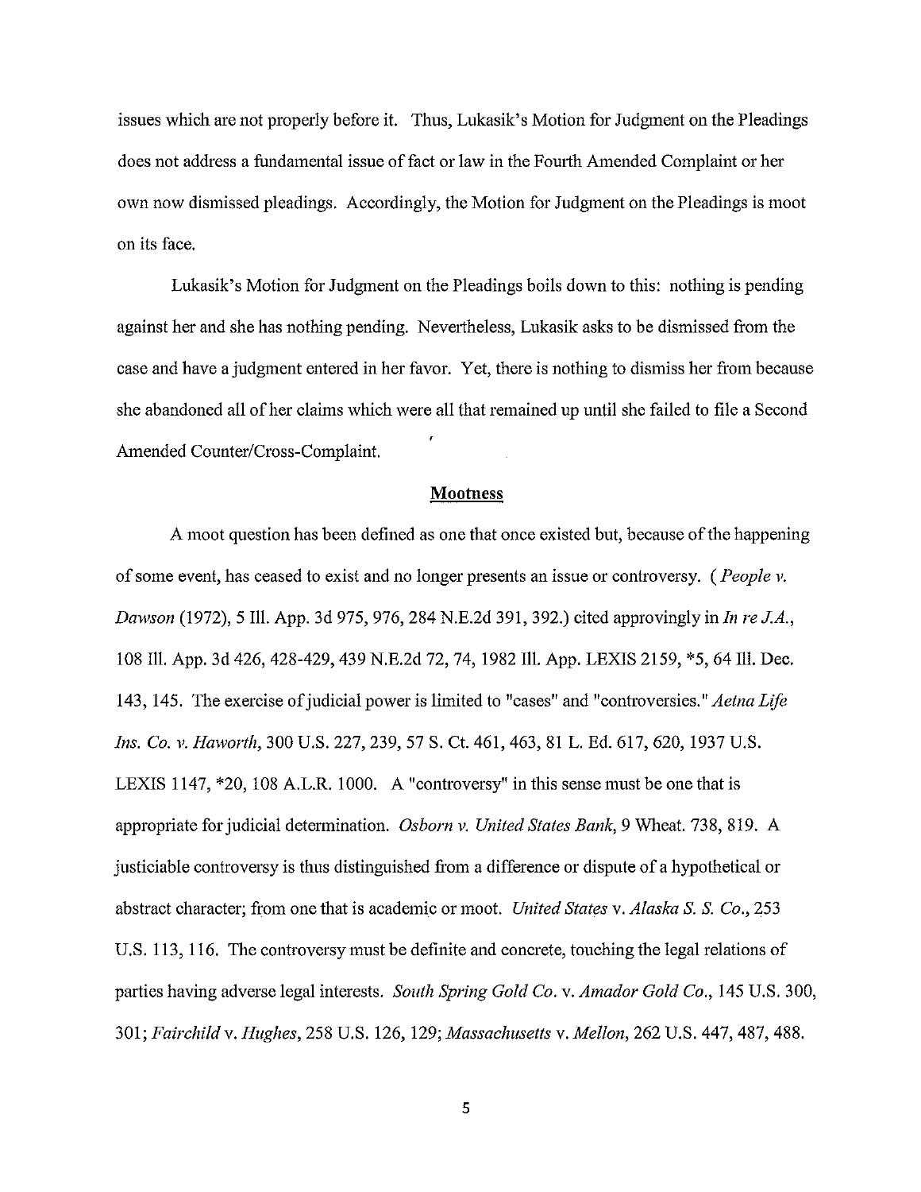issues which are not properly before it. Thus, Lukasik's Motion for Judgment on the Pleadings does not address a fundamental issue of fact or law in the Fourth Amended Complaint or her own now dismissed pleadings. Accordingly, the Motion for Judgment on the Pleadings is moot on its face.

Lukasik's Motion for Judgment on the Pleadings boils down to this: nothing is pending against her and she has nothing pending. Nevertheless, Lukasik asks to be dismissed from the case and have a judgment entered in her favor. Yet, there is nothing to dismiss her from because she abandoned all of her claims which were all that remained up until she failed to file a Second Amended Counter/Cross-Complaint.

## Mootness

A moot question has been defined as one that once existed but, because of the happening of some event, has ceased to exist and no longer presents an issue or controversy. ( *People v. Dawson* (1972), 5 Ill. App. 3d 975, 976, 284 N.E.2d 391, 392.) cited approvingly in *In re J.A.*, 108 Ill. App. 3d 426, 428-429, 439 N.E.2d 72, 74, 1982 Ill. App. LEXIS 2159, *5, 64 Ill. Dec. 143, 145. The exercise of judicial power is limited to "cases" and "controversies." *Aetna Life Ins. Co. v. Haworth*, 300 U.S. 227, 239, 57 S. Ct. 461, 463, 81 L. Ed. 617, 620, 1937 U.S. LEXIS 1147, *20, 108 A.L.R. 1000. A "controversy" in this sense must be one that is appropriate for judicial determination. *Osborn v. United States Bank*, 9 Wheat. 738, 819. A justiciable controversy is thus distinguished from a difference or dispute of a hypothetical or abstract character; from one that is academic or moot. *United States* v. *Alaska S. S. Co.*, 253 U.S. 113, 116. The controversy must be definite and concrete, touching the legal relations of parties having adverse legal interests. *South Spring Gold Co.* v. *Amador Gold Co.*, 145 U.S. 300, 301; *Fairchild* v. *Hughes*, 258 U.S. 126, 129; *Massachusetts* v. *Mellon*, 262 U.S. 447, 487, 488.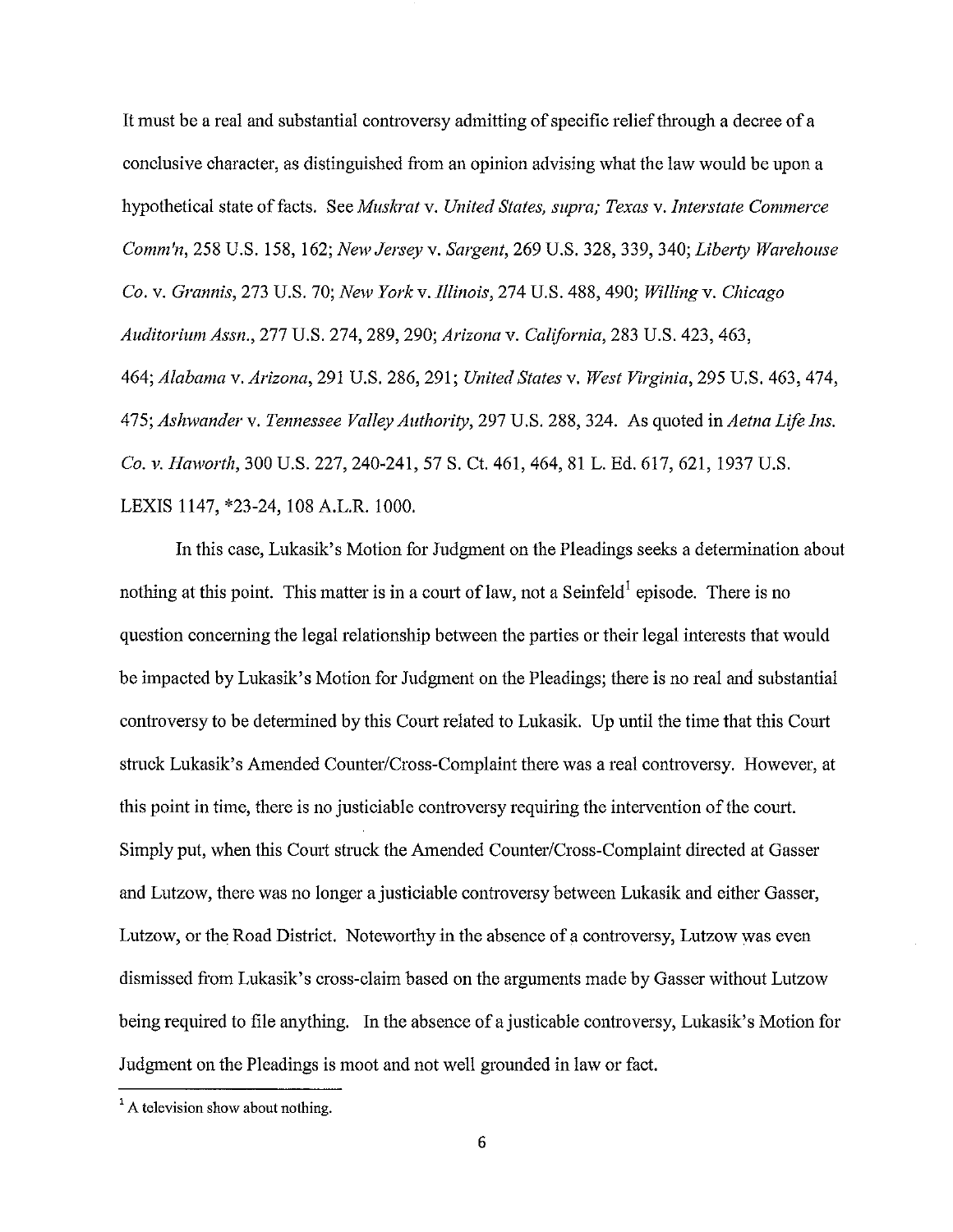It must be a real and substantial controversy admitting of specific relief through a decree of a conclusive character, as distinguished from an opinion advising what the law would be upon a hypothetical state of facts. See *Muskrat* v. *United States, supra; Texas* v. *Interstate Commerce Comm'n*, 258 U.S. 158, 162; *New Jersey* v. *Sargent*, 269 U.S. 328, 339, 340; *Liberty Warehouse Co.* v. *Grannis*, 273 U.S. 70; *New York* v. *Illinois*, 274 U.S. 488, 490; *Willing* v. *Chicago Auditorium Assn.*, 277 U.S. 274, 289, 290; *Arizona* v. *California*, 283 U.S. 423, 463, 464; *Alabama* v. *Arizona*, 291 U.S. 286, 291; *United States* v. *West Virginia*, 295 U.S. 463, 474, 475; *Ashwander* v. *Tennessee Valley Authority*, 297 U.S. 288, 324. As quoted in *Aetna Life Ins. Co. v. Haworth*, 300 U.S. 227, 240-241, 57 S. Ct. 461, 464, 81 L. Ed. 617, 621, 1937 U.S. LEXIS 1147, *23-24, 108 A.L.R. 1000.

In this case, Lukasik's Motion for Judgment on the Pleadings seeks a determination about nothing at this point. This matter is in a court of law, not a Seinfeld[1] episode. There is no question concerning the legal relationship between the parties or their legal interests that would be impacted by Lukasik's Motion for Judgment on the Pleadings; there is no real and substantial controversy to be determined by this Court related to Lukasik. Up until the time that this Court struck Lukasik's Amended Counter/Cross-Complaint there was a real controversy. However, at this point in time, there is no justiciable controversy requiring the intervention of the court. Simply put, when this Court struck the Amended Counter/Cross-Complaint directed at Gasser and Lutzow, there was no longer a justiciable controversy between Lukasik and either Gasser, Lutzow, or the Road District. Noteworthy in the absence of a controversy, Lutzow was even dismissed from Lukasik's cross-claim based on the arguments made by Gasser without Lutzow being required to file anything. In the absence of a justicable controversy, Lukasik's Motion for Judgment on the Pleadings is moot and not well grounded in law or fact.

[1] A television show about nothing.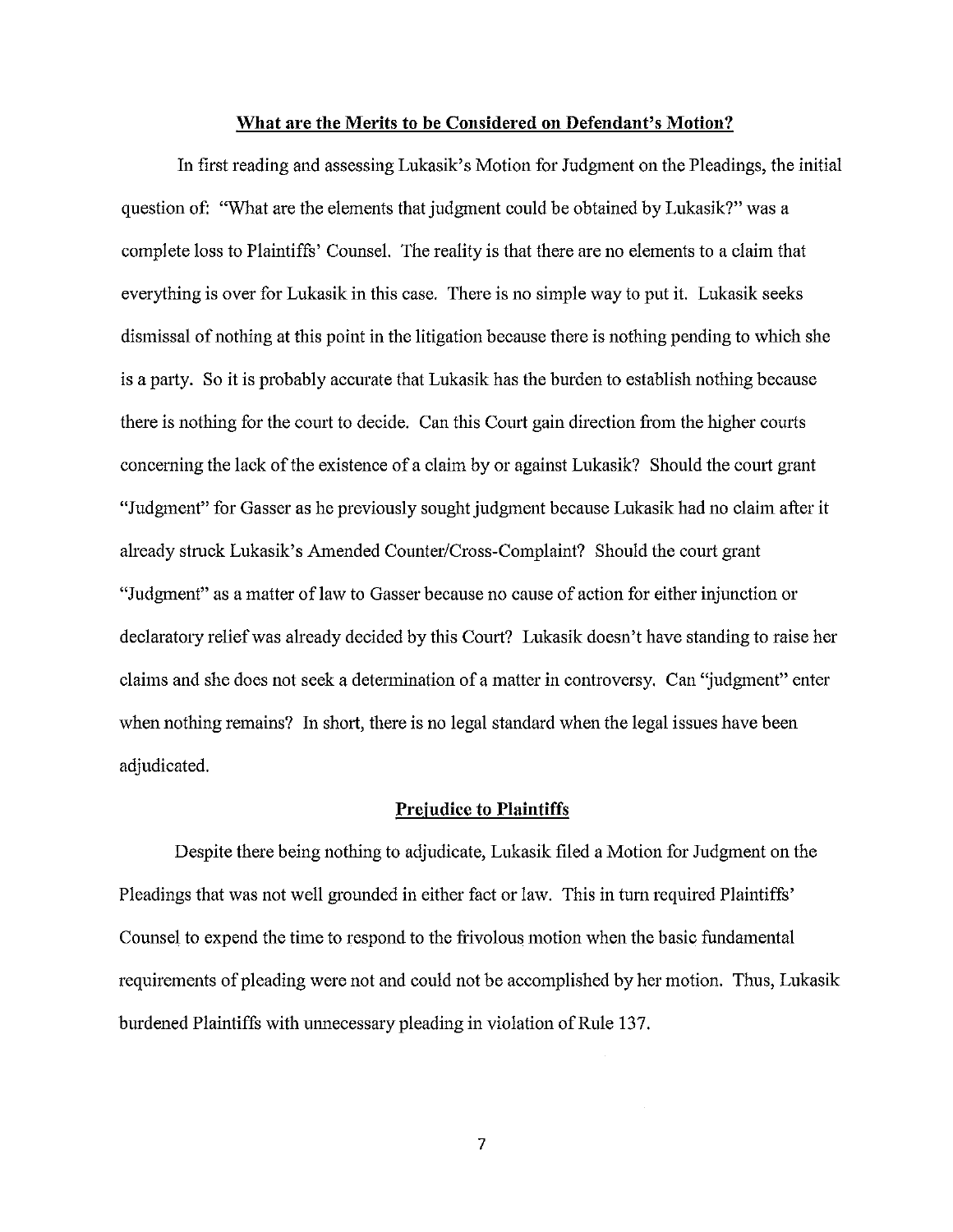**What are the Merits to be Considered on Defendant's Motion?**

In first reading and assessing Lukasik's Motion for Judgment on the Pleadings, the initial question of: "What are the elements that judgment could be obtained by Lukasik?" was a complete loss to Plaintiffs' Counsel. The reality is that there are no elements to a claim that everything is over for Lukasik in this case. There is no simple way to put it. Lukasik seeks dismissal of nothing at this point in the litigation because there is nothing pending to which she is a party. So it is probably accurate that Lukasik has the burden to establish nothing because there is nothing for the court to decide. Can this Court gain direction from the higher courts concerning the lack of the existence of a claim by or against Lukasik? Should the court grant "Judgment" for Gasser as he previously sought judgment because Lukasik had no claim after it already struck Lukasik's Amended Counter/Cross-Complaint? Should the court grant "Judgment" as a matter of law to Gasser because no cause of action for either injunction or declaratory relief was already decided by this Court? Lukasik doesn't have standing to raise her claims and she does not seek a determination of a matter in controversy. Can "judgment" enter when nothing remains? In short, there is no legal standard when the legal issues have been adjudicated.

**Prejudice to Plaintiffs**

Despite there being nothing to adjudicate, Lukasik filed a Motion for Judgment on the Pleadings that was not well grounded in either fact or law. This in turn required Plaintiffs' Counsel to expend the time to respond to the frivolous motion when the basic fundamental requirements of pleading were not and could not be accomplished by her motion. Thus, Lukasik burdened Plaintiffs with unnecessary pleading in violation of Rule 137.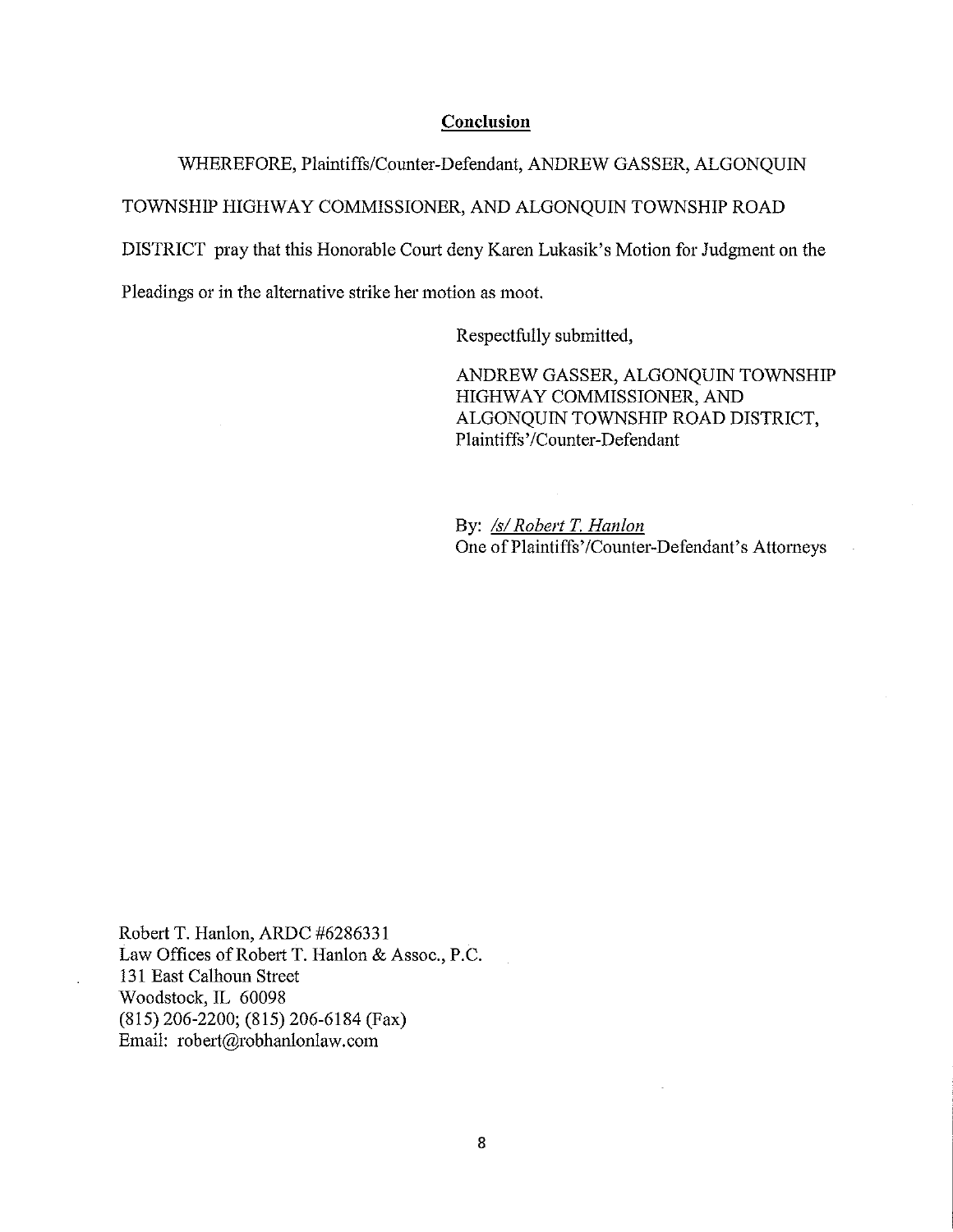**Conclusion**

WHEREFORE, Plaintiffs/Counter-Defendant, ANDREW GASSER, ALGONQUIN TOWNSHIP HIGHWAY COMMISSIONER, AND ALGONQUIN TOWNSHIP ROAD DISTRICT pray that this Honorable Court deny Karen Lukasik's Motion for Judgment on the Pleadings or in the alternative strike her motion as moot.

Respectfully submitted,

ANDREW GASSER, ALGONQUIN TOWNSHIP HIGHWAY COMMISSIONER, AND ALGONQUIN TOWNSHIP ROAD DISTRICT, Plaintiffs'/Counter-Defendant

By: /s/ Robert T. Hanlon
One of Plaintiffs'/Counter-Defendant's Attorneys

Robert T. Hanlon, ARDC #6286331
Law Offices of Robert T. Hanlon & Assoc., P.C.
131 East Calhoun Street
Woodstock, IL 60098
(815) 206-2200; (815) 206-6184 (Fax)
Email: robert@robhanlonlaw.com